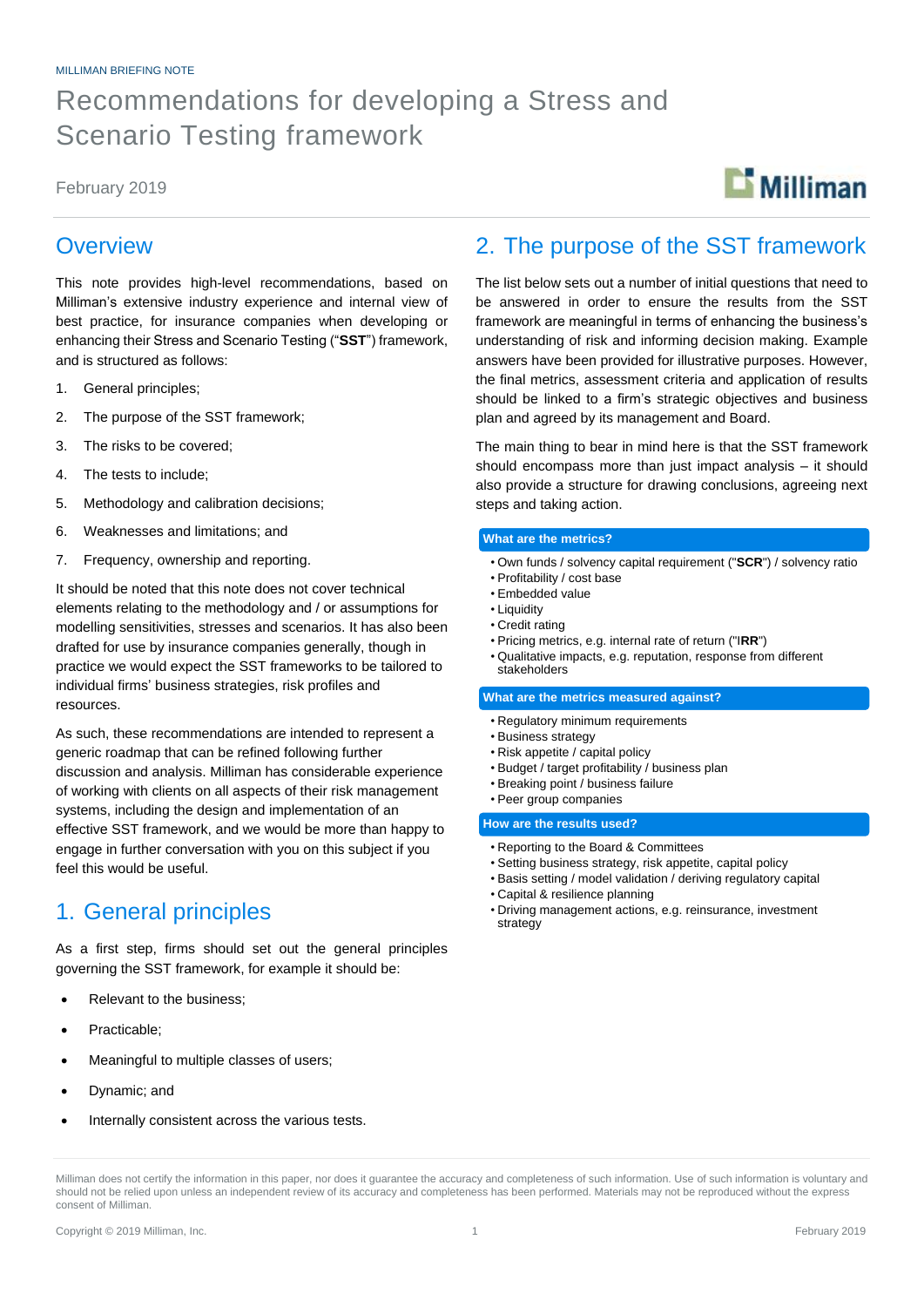MILLIMAN BRIEFING NOTE

# Recommendations for developing a Stress and Scenario Testing framework

February 2019

## Overview

This note provides high-level recommendations, based on Milliman's extensive industry experience and internal view of best practice, for insurance companies when developing or enhancing their Stress and Scenario Testing ("**SST**") framework, and is structured as follows:

1. General principles;
2. The purpose of the SST framework;
3. The risks to be covered;
4. The tests to include;
5. Methodology and calibration decisions;
6. Weaknesses and limitations; and
7. Frequency, ownership and reporting.

It should be noted that this note does not cover technical elements relating to the methodology and / or assumptions for modelling sensitivities, stresses and scenarios. It has also been drafted for use by insurance companies generally, though in practice we would expect the SST frameworks to be tailored to individual firms' business strategies, risk profiles and resources.

As such, these recommendations are intended to represent a generic roadmap that can be refined following further discussion and analysis. Milliman has considerable experience of working with clients on all aspects of their risk management systems, including the design and implementation of an effective SST framework, and we would be more than happy to engage in further conversation with you on this subject if you feel this would be useful.

## 1. General principles

As a first step, firms should set out the general principles governing the SST framework, for example it should be:

- Relevant to the business;
- Practicable;
- Meaningful to multiple classes of users;
- Dynamic; and
- Internally consistent across the various tests.

## 2. The purpose of the SST framework

The list below sets out a number of initial questions that need to be answered in order to ensure the results from the SST framework are meaningful in terms of enhancing the business's understanding of risk and informing decision making. Example answers have been provided for illustrative purposes. However, the final metrics, assessment criteria and application of results should be linked to a firm's strategic objectives and business plan and agreed by its management and Board.

The main thing to bear in mind here is that the SST framework should encompass more than just impact analysis – it should also provide a structure for drawing conclusions, agreeing next steps and taking action.

**What are the metrics?**

- Own funds / solvency capital requirement ("**SCR**") / solvency ratio
- Profitability / cost base
- Embedded value
- Liquidity
- Credit rating
- Pricing metrics, e.g. internal rate of return ("**IRR**")
- Qualitative impacts, e.g. reputation, response from different stakeholders

**What are the metrics measured against?**

- Regulatory minimum requirements
- Business strategy
- Risk appetite / capital policy
- Budget / target profitability / business plan
- Breaking point / business failure
- Peer group companies

**How are the results used?**

- Reporting to the Board & Committees
- Setting business strategy, risk appetite, capital policy
- Basis setting / model validation / deriving regulatory capital
- Capital & resilience planning
- Driving management actions, e.g. reinsurance, investment strategy

Milliman does not certify the information in this paper, nor does it guarantee the accuracy and completeness of such information. Use of such information is voluntary and should not be relied upon unless an independent review of its accuracy and completeness has been performed. Materials may not be reproduced without the express consent of Milliman.

Copyright © 2019 Milliman, Inc.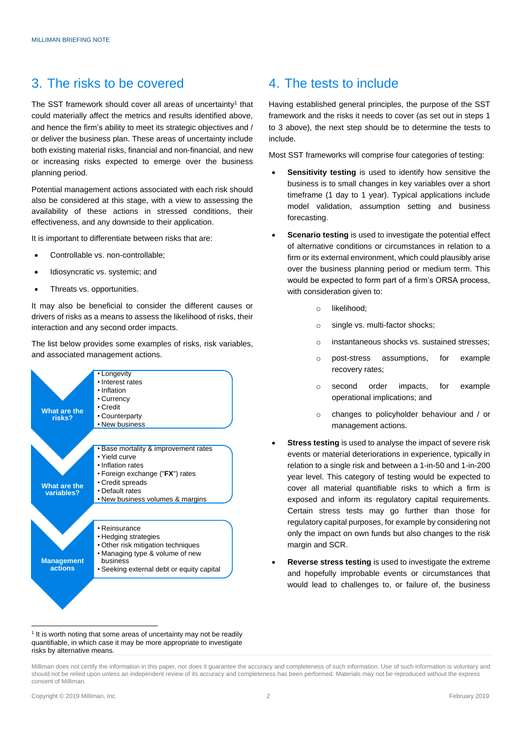## 3. The risks to be covered

The SST framework should cover all areas of uncertainty[1] that could materially affect the metrics and results identified above, and hence the firm's ability to meet its strategic objectives and / or deliver the business plan. These areas of uncertainty include both existing material risks, financial and non-financial, and new or increasing risks expected to emerge over the business planning period.

Potential management actions associated with each risk should also be considered at this stage, with a view to assessing the availability of these actions in stressed conditions, their effectiveness, and any downside to their application.

It is important to differentiate between risks that are:

- Controllable vs. non-controllable;
- Idiosyncratic vs. systemic; and
- Threats vs. opportunities.

It may also be beneficial to consider the different causes or drivers of risks as a means to assess the likelihood of risks, their interaction and any second order impacts.

The list below provides some examples of risks, risk variables, and associated management actions.

**What are the risks?**

- Longevity
- Interest rates
- Inflation
- Currency
- Credit
- Counterparty
- New business

**What are the variables?**

- Base mortality & improvement rates
- Yield curve
- Inflation rates
- Foreign exchange ("**FX**") rates
- Credit spreads
- Default rates
- New business volumes & margins

**Management actions**

- Reinsurance
- Hedging strategies
- Other risk mitigation techniques
- Managing type & volume of new business
- Seeking external debt or equity capital

## 4. The tests to include

Having established general principles, the purpose of the SST framework and the risks it needs to cover (as set out in steps 1 to 3 above), the next step should be to determine the tests to include.

Most SST frameworks will comprise four categories of testing:

- **Sensitivity testing** is used to identify how sensitive the business is to small changes in key variables over a short timeframe (1 day to 1 year). Typical applications include model validation, assumption setting and business forecasting.
- **Scenario testing** is used to investigate the potential effect of alternative conditions or circumstances in relation to a firm or its external environment, which could plausibly arise over the business planning period or medium term. This would be expected to form part of a firm's ORSA process, with consideration given to:
  - likelihood;
  - single vs. multi-factor shocks;
  - instantaneous shocks vs. sustained stresses;
  - post-stress assumptions, for example recovery rates;
  - second order impacts, for example operational implications; and
  - changes to policyholder behaviour and / or management actions.
- **Stress testing** is used to analyse the impact of severe risk events or material deteriorations in experience, typically in relation to a single risk and between a 1-in-50 and 1-in-200 year level. This category of testing would be expected to cover all material quantifiable risks to which a firm is exposed and inform its regulatory capital requirements. Certain stress tests may go further than those for regulatory capital purposes, for example by considering not only the impact on own funds but also changes to the risk margin and SCR.
- **Reverse stress testing** is used to investigate the extreme and hopefully improbable events or circumstances that would lead to challenges to, or failure of, the business

[1] It is worth noting that some areas of uncertainty may not be readily quantifiable, in which case it may be more appropriate to investigate risks by alternative means.

Milliman does not certify the information in this paper, nor does it guarantee the accuracy and completeness of such information. Use of such information is voluntary and should not be relied upon unless an independent review of its accuracy and completeness has been performed. Materials may not be reproduced without the express consent of Milliman.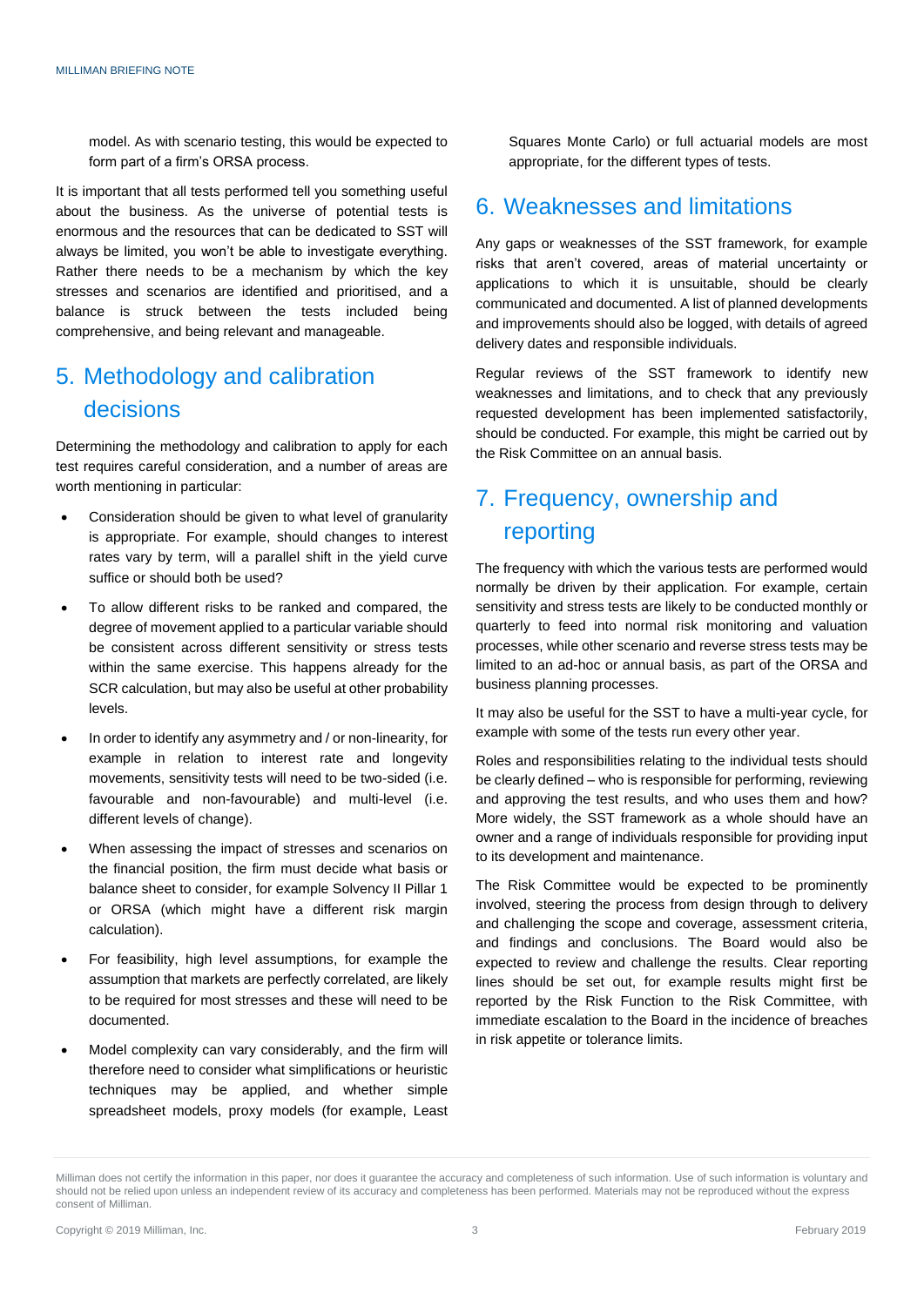model. As with scenario testing, this would be expected to form part of a firm's ORSA process.

It is important that all tests performed tell you something useful about the business. As the universe of potential tests is enormous and the resources that can be dedicated to SST will always be limited, you won't be able to investigate everything. Rather there needs to be a mechanism by which the key stresses and scenarios are identified and prioritised, and a balance is struck between the tests included being comprehensive, and being relevant and manageable.

## 5. Methodology and calibration decisions

Determining the methodology and calibration to apply for each test requires careful consideration, and a number of areas are worth mentioning in particular:

- Consideration should be given to what level of granularity is appropriate. For example, should changes to interest rates vary by term, will a parallel shift in the yield curve suffice or should both be used?
- To allow different risks to be ranked and compared, the degree of movement applied to a particular variable should be consistent across different sensitivity or stress tests within the same exercise. This happens already for the SCR calculation, but may also be useful at other probability levels.
- In order to identify any asymmetry and / or non-linearity, for example in relation to interest rate and longevity movements, sensitivity tests will need to be two-sided (i.e. favourable and non-favourable) and multi-level (i.e. different levels of change).
- When assessing the impact of stresses and scenarios on the financial position, the firm must decide what basis or balance sheet to consider, for example Solvency II Pillar 1 or ORSA (which might have a different risk margin calculation).
- For feasibility, high level assumptions, for example the assumption that markets are perfectly correlated, are likely to be required for most stresses and these will need to be documented.
- Model complexity can vary considerably, and the firm will therefore need to consider what simplifications or heuristic techniques may be applied, and whether simple spreadsheet models, proxy models (for example, Least Squares Monte Carlo) or full actuarial models are most appropriate, for the different types of tests.

## 6. Weaknesses and limitations

Any gaps or weaknesses of the SST framework, for example risks that aren't covered, areas of material uncertainty or applications to which it is unsuitable, should be clearly communicated and documented. A list of planned developments and improvements should also be logged, with details of agreed delivery dates and responsible individuals.

Regular reviews of the SST framework to identify new weaknesses and limitations, and to check that any previously requested development has been implemented satisfactorily, should be conducted. For example, this might be carried out by the Risk Committee on an annual basis.

## 7. Frequency, ownership and reporting

The frequency with which the various tests are performed would normally be driven by their application. For example, certain sensitivity and stress tests are likely to be conducted monthly or quarterly to feed into normal risk monitoring and valuation processes, while other scenario and reverse stress tests may be limited to an ad-hoc or annual basis, as part of the ORSA and business planning processes.

It may also be useful for the SST to have a multi-year cycle, for example with some of the tests run every other year.

Roles and responsibilities relating to the individual tests should be clearly defined – who is responsible for performing, reviewing and approving the test results, and who uses them and how? More widely, the SST framework as a whole should have an owner and a range of individuals responsible for providing input to its development and maintenance.

The Risk Committee would be expected to be prominently involved, steering the process from design through to delivery and challenging the scope and coverage, assessment criteria, and findings and conclusions. The Board would also be expected to review and challenge the results. Clear reporting lines should be set out, for example results might first be reported by the Risk Function to the Risk Committee, with immediate escalation to the Board in the incidence of breaches in risk appetite or tolerance limits.

Milliman does not certify the information in this paper, nor does it guarantee the accuracy and completeness of such information. Use of such information is voluntary and should not be relied upon unless an independent review of its accuracy and completeness has been performed. Materials may not be reproduced without the express consent of Milliman.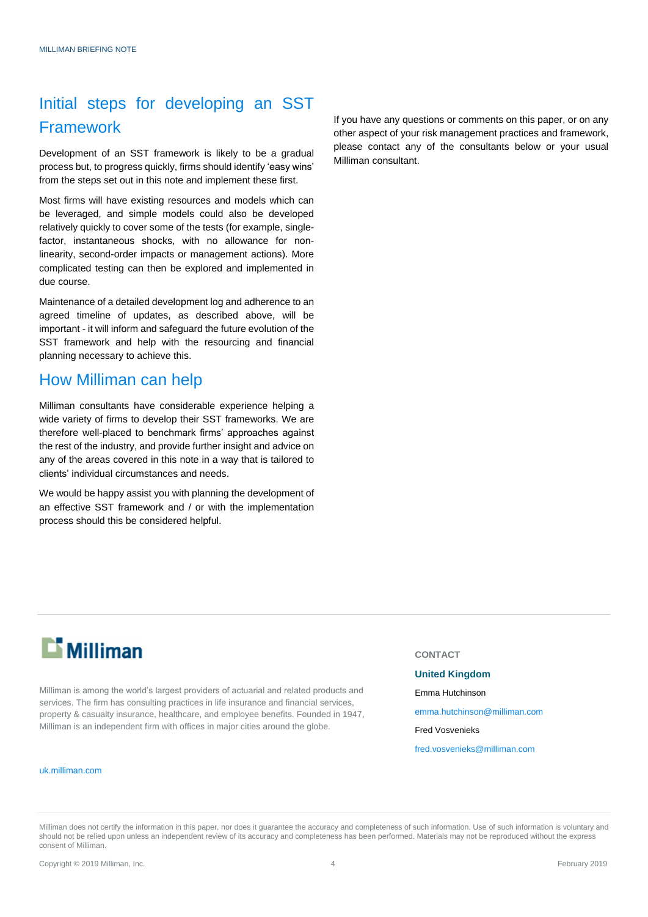## Initial steps for developing an SST Framework

Development of an SST framework is likely to be a gradual process but, to progress quickly, firms should identify 'easy wins' from the steps set out in this note and implement these first.

Most firms will have existing resources and models which can be leveraged, and simple models could also be developed relatively quickly to cover some of the tests (for example, single-factor, instantaneous shocks, with no allowance for non-linearity, second-order impacts or management actions). More complicated testing can then be explored and implemented in due course.

Maintenance of a detailed development log and adherence to an agreed timeline of updates, as described above, will be important - it will inform and safeguard the future evolution of the SST framework and help with the resourcing and financial planning necessary to achieve this.

## How Milliman can help

Milliman consultants have considerable experience helping a wide variety of firms to develop their SST frameworks. We are therefore well-placed to benchmark firms' approaches against the rest of the industry, and provide further insight and advice on any of the areas covered in this note in a way that is tailored to clients' individual circumstances and needs.

We would be happy assist you with planning the development of an effective SST framework and / or with the implementation process should this be considered helpful.

If you have any questions or comments on this paper, or on any other aspect of your risk management practices and framework, please contact any of the consultants below or your usual Milliman consultant.

**Milliman**

Milliman is among the world's largest providers of actuarial and related products and services. The firm has consulting practices in life insurance and financial services, property & casualty insurance, healthcare, and employee benefits. Founded in 1947, Milliman is an independent firm with offices in major cities around the globe.

uk.milliman.com

**CONTACT**

**United Kingdom**

Emma Hutchinson

emma.hutchinson@milliman.com

Fred Vosvenieks

fred.vosvenieks@milliman.com

Milliman does not certify the information in this paper, nor does it guarantee the accuracy and completeness of such information. Use of such information is voluntary and should not be relied upon unless an independent review of its accuracy and completeness has been performed. Materials may not be reproduced without the express consent of Milliman.

Copyright © 2019 Milliman, Inc.

February 2019